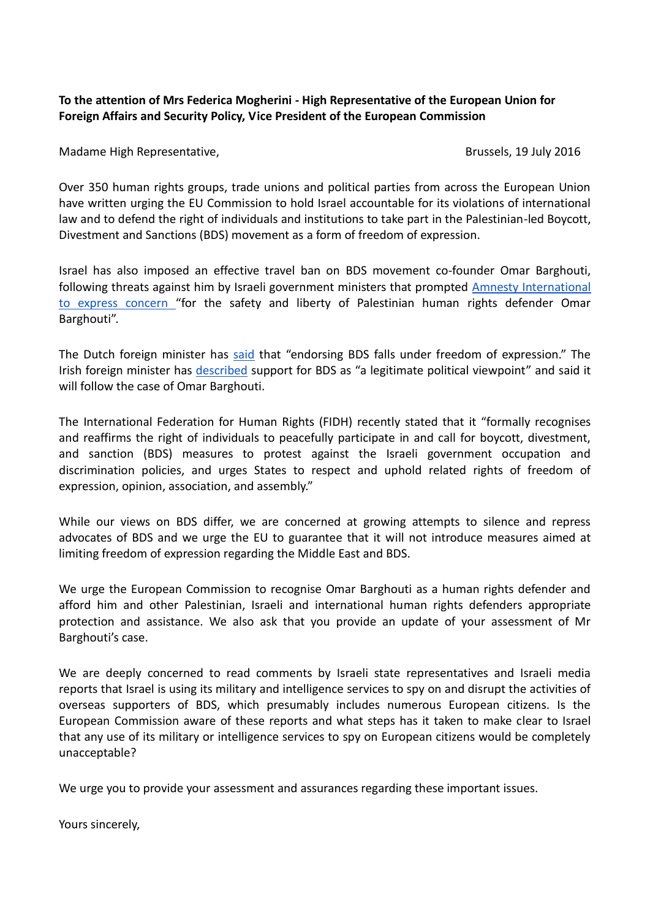**To the attention of Mrs Federica Mogherini - High Representative of the European Union for Foreign Affairs and Security Policy, Vice President of the European Commission**

Madame High Representative,

Brussels, 19 July 2016

Over 350 human rights groups, trade unions and political parties from across the European Union have written urging the EU Commission to hold Israel accountable for its violations of international law and to defend the right of individuals and institutions to take part in the Palestinian-led Boycott, Divestment and Sanctions (BDS) movement as a form of freedom of expression.

Israel has also imposed an effective travel ban on BDS movement co-founder Omar Barghouti, following threats against him by Israeli government ministers that prompted Amnesty International to express concern "for the safety and liberty of Palestinian human rights defender Omar Barghouti".

The Dutch foreign minister has said that "endorsing BDS falls under freedom of expression." The Irish foreign minister has described support for BDS as "a legitimate political viewpoint" and said it will follow the case of Omar Barghouti.

The International Federation for Human Rights (FIDH) recently stated that it "formally recognises and reaffirms the right of individuals to peacefully participate in and call for boycott, divestment, and sanction (BDS) measures to protest against the Israeli government occupation and discrimination policies, and urges States to respect and uphold related rights of freedom of expression, opinion, association, and assembly."

While our views on BDS differ, we are concerned at growing attempts to silence and repress advocates of BDS and we urge the EU to guarantee that it will not introduce measures aimed at limiting freedom of expression regarding the Middle East and BDS.

We urge the European Commission to recognise Omar Barghouti as a human rights defender and afford him and other Palestinian, Israeli and international human rights defenders appropriate protection and assistance. We also ask that you provide an update of your assessment of Mr Barghouti's case.

We are deeply concerned to read comments by Israeli state representatives and Israeli media reports that Israel is using its military and intelligence services to spy on and disrupt the activities of overseas supporters of BDS, which presumably includes numerous European citizens. Is the European Commission aware of these reports and what steps has it taken to make clear to Israel that any use of its military or intelligence services to spy on European citizens would be completely unacceptable?

We urge you to provide your assessment and assurances regarding these important issues.

Yours sincerely,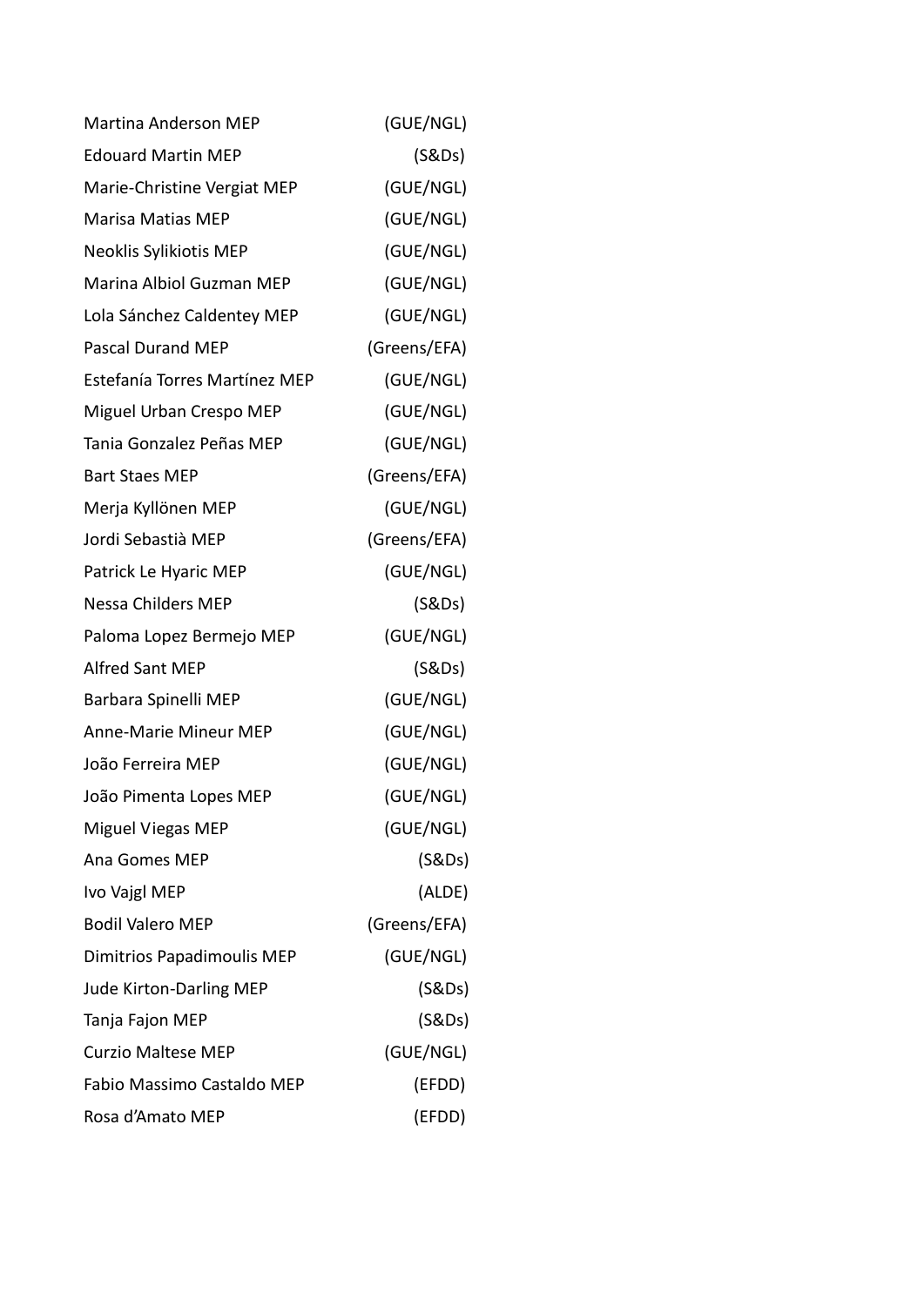| | |
|---|---|
| Martina Anderson MEP | (GUE/NGL) |
| Edouard Martin MEP | (S&Ds) |
| Marie-Christine Vergiat MEP | (GUE/NGL) |
| Marisa Matias MEP | (GUE/NGL) |
| Neoklis Sylikiotis MEP | (GUE/NGL) |
| Marina Albiol Guzman MEP | (GUE/NGL) |
| Lola Sánchez Caldentey MEP | (GUE/NGL) |
| Pascal Durand MEP | (Greens/EFA) |
| Estefanía Torres Martínez MEP | (GUE/NGL) |
| Miguel Urban Crespo MEP | (GUE/NGL) |
| Tania Gonzalez Peñas MEP | (GUE/NGL) |
| Bart Staes MEP | (Greens/EFA) |
| Merja Kyllönen MEP | (GUE/NGL) |
| Jordi Sebastià MEP | (Greens/EFA) |
| Patrick Le Hyaric MEP | (GUE/NGL) |
| Nessa Childers MEP | (S&Ds) |
| Paloma Lopez Bermejo MEP | (GUE/NGL) |
| Alfred Sant MEP | (S&Ds) |
| Barbara Spinelli MEP | (GUE/NGL) |
| Anne-Marie Mineur MEP | (GUE/NGL) |
| João Ferreira MEP | (GUE/NGL) |
| João Pimenta Lopes MEP | (GUE/NGL) |
| Miguel Viegas MEP | (GUE/NGL) |
| Ana Gomes MEP | (S&Ds) |
| Ivo Vajgl MEP | (ALDE) |
| Bodil Valero MEP | (Greens/EFA) |
| Dimitrios Papadimoulis MEP | (GUE/NGL) |
| Jude Kirton-Darling MEP | (S&Ds) |
| Tanja Fajon MEP | (S&Ds) |
| Curzio Maltese MEP | (GUE/NGL) |
| Fabio Massimo Castaldo MEP | (EFDD) |
| Rosa d'Amato MEP | (EFDD) |